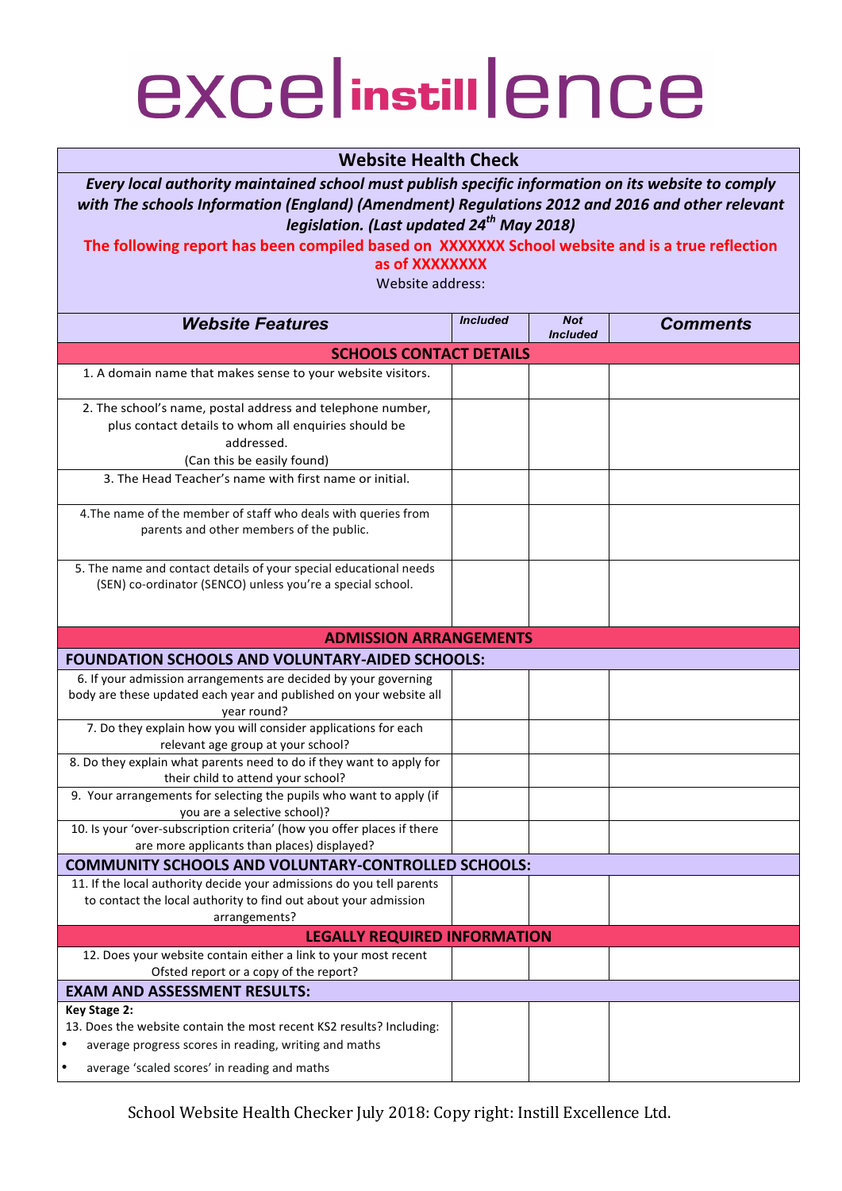# excel instill ence

## Website Health Check

***Every local authority maintained school must publish specific information on its website to comply with The schools Information (England) (Amendment) Regulations 2012 and 2016 and other relevant legislation. (Last updated 24th May 2018)***

**The following report has been compiled based on XXXXXXX School website and is a true reflection as of XXXXXXXX**

Website address:

| *Website Features* | *Included* | *Not Included* | *Comments* |
|---|---|---|---|
| **SCHOOLS CONTACT DETAILS** | | | |
| 1. A domain name that makes sense to your website visitors. | | | |
| 2. The school's name, postal address and telephone number, plus contact details to whom all enquiries should be addressed. (Can this be easily found) | | | |
| 3. The Head Teacher's name with first name or initial. | | | |
| 4.The name of the member of staff who deals with queries from parents and other members of the public. | | | |
| 5. The name and contact details of your special educational needs (SEN) co-ordinator (SENCO) unless you're a special school. | | | |
| **ADMISSION ARRANGEMENTS** | | | |
| **FOUNDATION SCHOOLS AND VOLUNTARY-AIDED SCHOOLS:** | | | |
| 6. If your admission arrangements are decided by your governing body are these updated each year and published on your website all year round? | | | |
| 7. Do they explain how you will consider applications for each relevant age group at your school? | | | |
| 8. Do they explain what parents need to do if they want to apply for their child to attend your school? | | | |
| 9. Your arrangements for selecting the pupils who want to apply (if you are a selective school)? | | | |
| 10. Is your 'over-subscription criteria' (how you offer places if there are more applicants than places) displayed? | | | |
| **COMMUNITY SCHOOLS AND VOLUNTARY-CONTROLLED SCHOOLS:** | | | |
| 11. If the local authority decide your admissions do you tell parents to contact the local authority to find out about your admission arrangements? | | | |
| **LEGALLY REQUIRED INFORMATION** | | | |
| 12. Does your website contain either a link to your most recent Ofsted report or a copy of the report? | | | |
| **EXAM AND ASSESSMENT RESULTS:** | | | |
| **Key Stage 2:** 13. Does the website contain the most recent KS2 results? Including: • average progress scores in reading, writing and maths • average 'scaled scores' in reading and maths | | | |

School Website Health Checker July 2018: Copy right: Instill Excellence Ltd.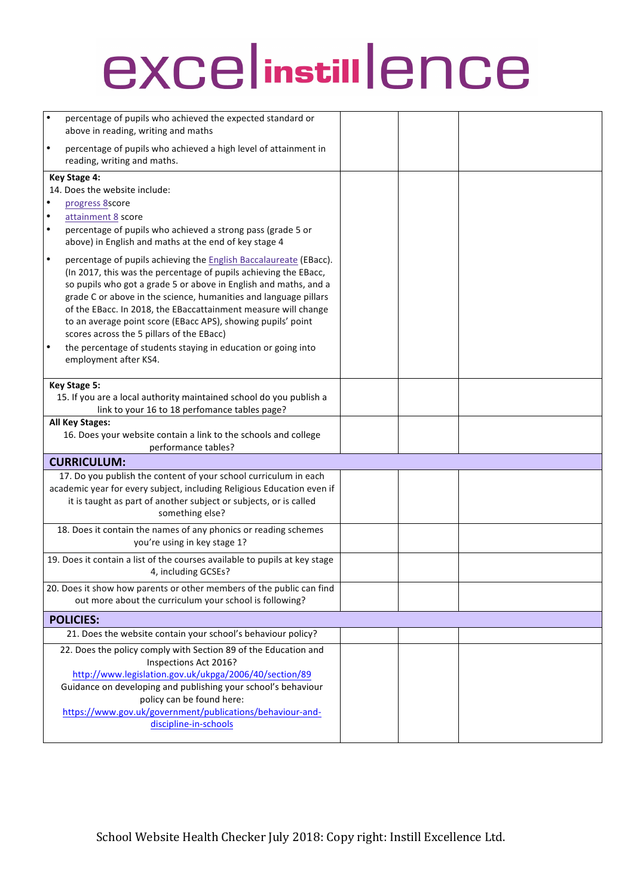| | | | |
|---|---|---|---|
| • percentage of pupils who achieved the expected standard or above in reading, writing and maths<br>• percentage of pupils who achieved a high level of attainment in reading, writing and maths. | | | |
| **Key Stage 4:**<br>14. Does the website include:<br>• progress 8score<br>• attainment 8 score<br>• percentage of pupils who achieved a strong pass (grade 5 or above) in English and maths at the end of key stage 4<br>• percentage of pupils achieving the English Baccalaureate (EBacc). (In 2017, this was the percentage of pupils achieving the EBacc, so pupils who got a grade 5 or above in English and maths, and a grade C or above in the science, humanities and language pillars of the EBacc. In 2018, the EBaccattainment measure will change to an average point score (EBacc APS), showing pupils' point scores across the 5 pillars of the EBacc)<br>• the percentage of students staying in education or going into employment after KS4. | | | |
| **Key Stage 5:**<br>15. If you are a local authority maintained school do you publish a link to your 16 to 18 perfomance tables page? | | | |
| **All Key Stages:**<br>16. Does your website contain a link to the schools and college performance tables? | | | |
| **CURRICULUM:** | | | |
| 17. Do you publish the content of your school curriculum in each academic year for every subject, including Religious Education even if it is taught as part of another subject or subjects, or is called something else? | | | |
| 18. Does it contain the names of any phonics or reading schemes you're using in key stage 1? | | | |
| 19. Does it contain a list of the courses available to pupils at key stage 4, including GCSEs? | | | |
| 20. Does it show how parents or other members of the public can find out more about the curriculum your school is following? | | | |
| **POLICIES:** | | | |
| 21. Does the website contain your school's behaviour policy? | | | |
| 22. Does the policy comply with Section 89 of the Education and Inspections Act 2016?<br>http://www.legislation.gov.uk/ukpga/2006/40/section/89<br>Guidance on developing and publishing your school's behaviour policy can be found here:<br>https://www.gov.uk/government/publications/behaviour-and-discipline-in-schools | | | |

School Website Health Checker July 2018: Copy right: Instill Excellence Ltd.